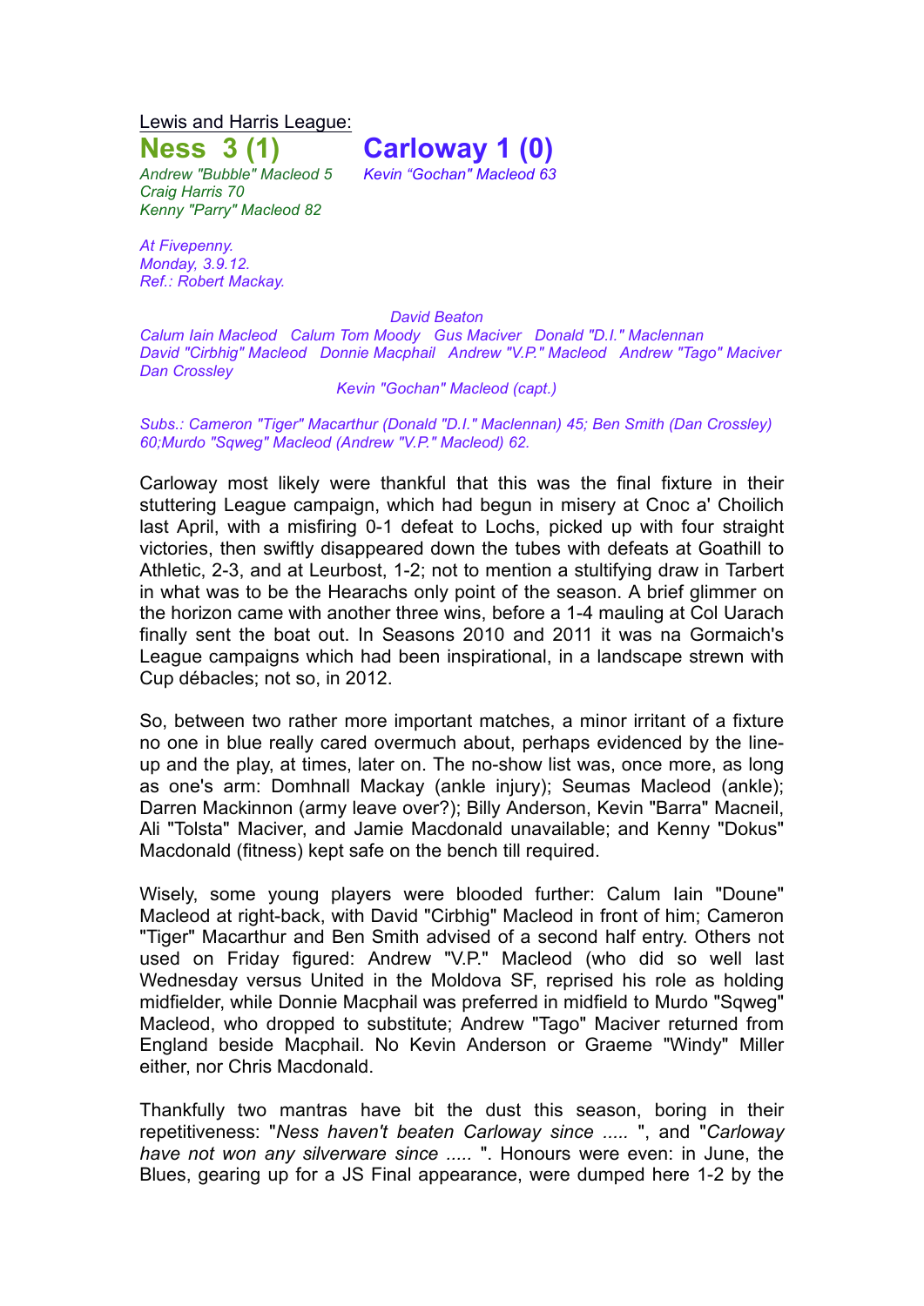Lewis and Harris League:

## Ness 3 (1) Carloway 1 (0)

*Andrew "Bubble" Macleod 5*
*Craig Harris 70*
*Kenny "Parry" Macleod 82*

*Kevin "Gochan" Macleod 63*

*At Fivepenny.*
*Monday, 3.9.12.*
*Ref.: Robert Mackay.*

*David Beaton*

*Calum Iain Macleod Calum Tom Moody Gus Maciver Donald "D.I." Maclennan*
*David "Cirbhig" Macleod Donnie Macphail Andrew "V.P." Macleod Andrew "Tago" Maciver*
*Dan Crossley*

*Kevin "Gochan" Macleod (capt.)*

*Subs.: Cameron "Tiger" Macarthur (Donald "D.I." Maclennan) 45; Ben Smith (Dan Crossley) 60;Murdo "Sqweg" Macleod (Andrew "V.P." Macleod) 62.*

Carloway most likely were thankful that this was the final fixture in their stuttering League campaign, which had begun in misery at Cnoc a' Choilich last April, with a misfiring 0-1 defeat to Lochs, picked up with four straight victories, then swiftly disappeared down the tubes with defeats at Goathill to Athletic, 2-3, and at Leurbost, 1-2; not to mention a stultifying draw in Tarbert in what was to be the Hearachs only point of the season. A brief glimmer on the horizon came with another three wins, before a 1-4 mauling at Col Uarach finally sent the boat out. In Seasons 2010 and 2011 it was na Gormaich's League campaigns which had been inspirational, in a landscape strewn with Cup débacles; not so, in 2012.

So, between two rather more important matches, a minor irritant of a fixture no one in blue really cared overmuch about, perhaps evidenced by the line-up and the play, at times, later on. The no-show list was, once more, as long as one's arm: Domhnall Mackay (ankle injury); Seumas Macleod (ankle); Darren Mackinnon (army leave over?); Billy Anderson, Kevin "Barra" Macneil, Ali "Tolsta" Maciver, and Jamie Macdonald unavailable; and Kenny "Dokus" Macdonald (fitness) kept safe on the bench till required.

Wisely, some young players were blooded further: Calum Iain "Doune" Macleod at right-back, with David "Cirbhig" Macleod in front of him; Cameron "Tiger" Macarthur and Ben Smith advised of a second half entry. Others not used on Friday figured: Andrew "V.P." Macleod (who did so well last Wednesday versus United in the Moldova SF, reprised his role as holding midfielder, while Donnie Macphail was preferred in midfield to Murdo "Sqweg" Macleod, who dropped to substitute; Andrew "Tago" Maciver returned from England beside Macphail. No Kevin Anderson or Graeme "Windy" Miller either, nor Chris Macdonald.

Thankfully two mantras have bit the dust this season, boring in their repetitiveness: "*Ness haven't beaten Carloway since .....* ", and "*Carloway have not won any silverware since .....* ". Honours were even: in June, the Blues, gearing up for a JS Final appearance, were dumped here 1-2 by the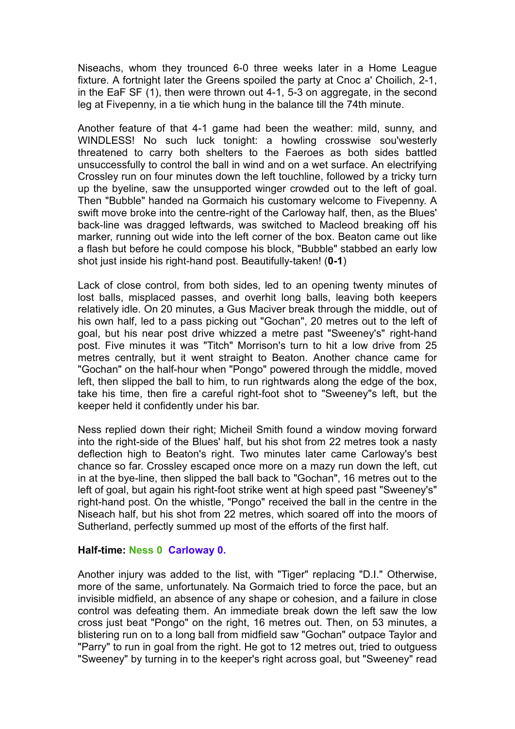Niseachs, whom they trounced 6-0 three weeks later in a Home League fixture. A fortnight later the Greens spoiled the party at Cnoc a' Choilich, 2-1, in the EaF SF (1), then were thrown out 4-1, 5-3 on aggregate, in the second leg at Fivepenny, in a tie which hung in the balance till the 74th minute.

Another feature of that 4-1 game had been the weather: mild, sunny, and WINDLESS! No such luck tonight: a howling crosswise sou'westerly threatened to carry both shelters to the Faeroes as both sides battled unsuccessfully to control the ball in wind and on a wet surface. An electrifying Crossley run on four minutes down the left touchline, followed by a tricky turn up the byeline, saw the unsupported winger crowded out to the left of goal. Then "Bubble" handed na Gormaich his customary welcome to Fivepenny. A swift move broke into the centre-right of the Carloway half, then, as the Blues' back-line was dragged leftwards, was switched to Macleod breaking off his marker, running out wide into the left corner of the box. Beaton came out like a flash but before he could compose his block, "Bubble" stabbed an early low shot just inside his right-hand post. Beautifully-taken! (**0-1**)

Lack of close control, from both sides, led to an opening twenty minutes of lost balls, misplaced passes, and overhit long balls, leaving both keepers relatively idle. On 20 minutes, a Gus Maciver break through the middle, out of his own half, led to a pass picking out "Gochan", 20 metres out to the left of goal, but his near post drive whizzed a metre past "Sweeney's" right-hand post. Five minutes it was "Titch" Morrison's turn to hit a low drive from 25 metres centrally, but it went straight to Beaton. Another chance came for "Gochan" on the half-hour when "Pongo" powered through the middle, moved left, then slipped the ball to him, to run rightwards along the edge of the box, take his time, then fire a careful right-foot shot to "Sweeney"'s left, but the keeper held it confidently under his bar.

Ness replied down their right; Micheil Smith found a window moving forward into the right-side of the Blues' half, but his shot from 22 metres took a nasty deflection high to Beaton's right. Two minutes later came Carloway's best chance so far. Crossley escaped once more on a mazy run down the left, cut in at the bye-line, then slipped the ball back to "Gochan", 16 metres out to the left of goal, but again his right-foot strike went at high speed past "Sweeney's" right-hand post. On the whistle, "Pongo" received the ball in the centre in the Niseach half, but his shot from 22 metres, which soared off into the moors of Sutherland, perfectly summed up most of the efforts of the first half.

**Half-time: Ness 0 Carloway 0.**

Another injury was added to the list, with "Tiger" replacing "D.I." Otherwise, more of the same, unfortunately. Na Gormaich tried to force the pace, but an invisible midfield, an absence of any shape or cohesion, and a failure in close control was defeating them. An immediate break down the left saw the low cross just beat "Pongo" on the right, 16 metres out. Then, on 53 minutes, a blistering run on to a long ball from midfield saw "Gochan" outpace Taylor and "Parry" to run in goal from the right. He got to 12 metres out, tried to outguess "Sweeney" by turning in to the keeper's right across goal, but "Sweeney" read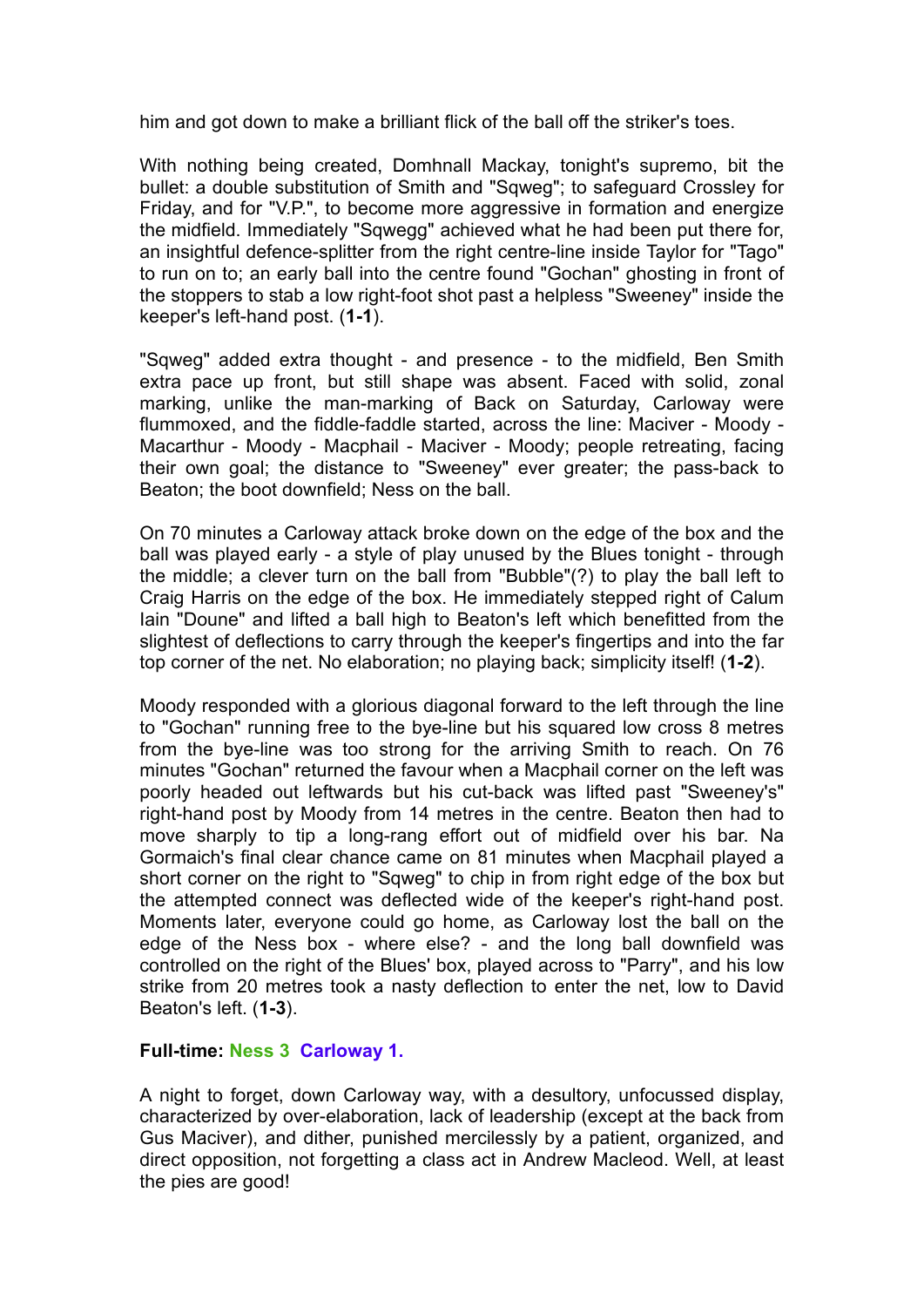him and got down to make a brilliant flick of the ball off the striker's toes.

With nothing being created, Domhnall Mackay, tonight's supremo, bit the bullet: a double substitution of Smith and "Sqweg"; to safeguard Crossley for Friday, and for "V.P.", to become more aggressive in formation and energize the midfield. Immediately "Sqwegg" achieved what he had been put there for, an insightful defence-splitter from the right centre-line inside Taylor for "Tago" to run on to; an early ball into the centre found "Gochan" ghosting in front of the stoppers to stab a low right-foot shot past a helpless "Sweeney" inside the keeper's left-hand post. (**1-1**).

"Sqweg" added extra thought - and presence - to the midfield, Ben Smith extra pace up front, but still shape was absent. Faced with solid, zonal marking, unlike the man-marking of Back on Saturday, Carloway were flummoxed, and the fiddle-faddle started, across the line: Maciver - Moody - Macarthur - Moody - Macphail - Maciver - Moody; people retreating, facing their own goal; the distance to "Sweeney" ever greater; the pass-back to Beaton; the boot downfield; Ness on the ball.

On 70 minutes a Carloway attack broke down on the edge of the box and the ball was played early - a style of play unused by the Blues tonight - through the middle; a clever turn on the ball from "Bubble"(?) to play the ball left to Craig Harris on the edge of the box. He immediately stepped right of Calum Iain "Doune" and lifted a ball high to Beaton's left which benefitted from the slightest of deflections to carry through the keeper's fingertips and into the far top corner of the net. No elaboration; no playing back; simplicity itself! (**1-2**).

Moody responded with a glorious diagonal forward to the left through the line to "Gochan" running free to the bye-line but his squared low cross 8 metres from the bye-line was too strong for the arriving Smith to reach. On 76 minutes "Gochan" returned the favour when a Macphail corner on the left was poorly headed out leftwards but his cut-back was lifted past "Sweeney's" right-hand post by Moody from 14 metres in the centre. Beaton then had to move sharply to tip a long-rang effort out of midfield over his bar. Na Gormaich's final clear chance came on 81 minutes when Macphail played a short corner on the right to "Sqweg" to chip in from right edge of the box but the attempted connect was deflected wide of the keeper's right-hand post. Moments later, everyone could go home, as Carloway lost the ball on the edge of the Ness box - where else? - and the long ball downfield was controlled on the right of the Blues' box, played across to "Parry", and his low strike from 20 metres took a nasty deflection to enter the net, low to David Beaton's left. (**1-3**).

**Full-time: Ness 3 Carloway 1.**

A night to forget, down Carloway way, with a desultory, unfocussed display, characterized by over-elaboration, lack of leadership (except at the back from Gus Maciver), and dither, punished mercilessly by a patient, organized, and direct opposition, not forgetting a class act in Andrew Macleod. Well, at least the pies are good!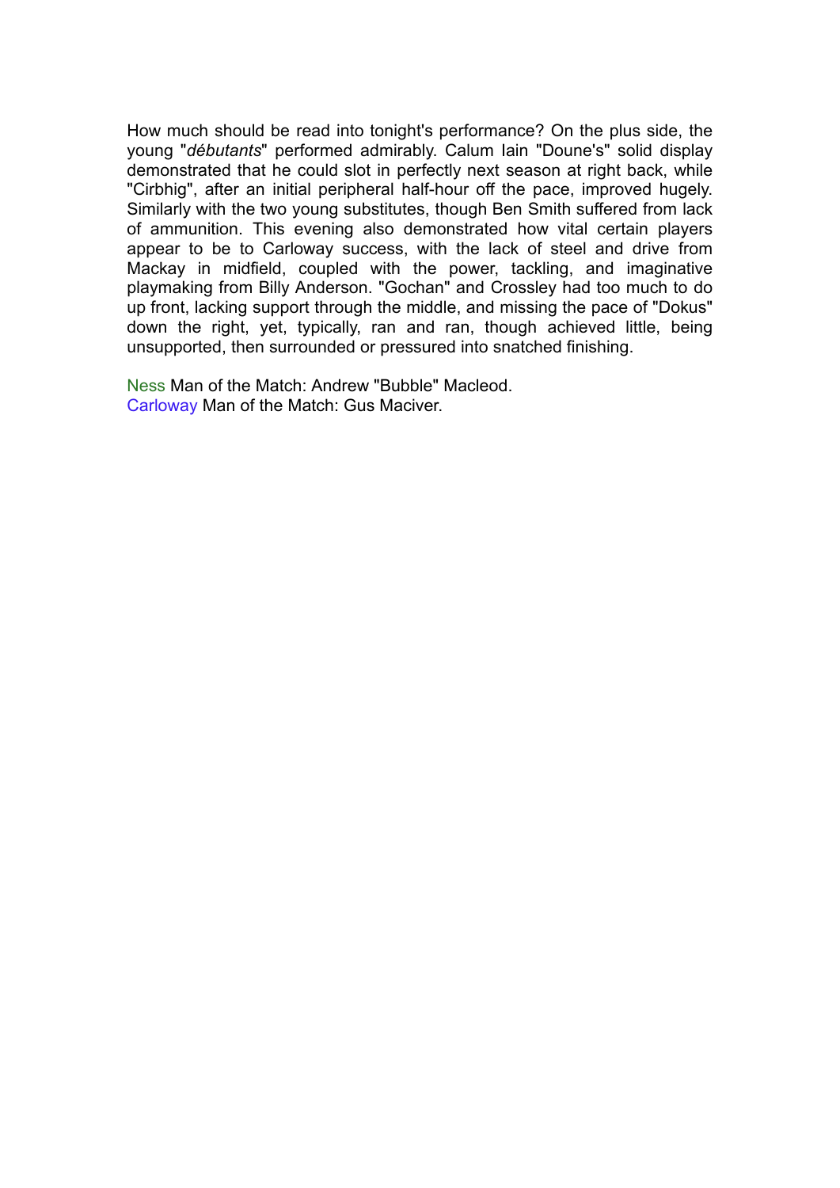How much should be read into tonight's performance? On the plus side, the young "*débutants*" performed admirably. Calum Iain "Doune's" solid display demonstrated that he could slot in perfectly next season at right back, while "Cirbhig", after an initial peripheral half-hour off the pace, improved hugely. Similarly with the two young substitutes, though Ben Smith suffered from lack of ammunition. This evening also demonstrated how vital certain players appear to be to Carloway success, with the lack of steel and drive from Mackay in midfield, coupled with the power, tackling, and imaginative playmaking from Billy Anderson. "Gochan" and Crossley had too much to do up front, lacking support through the middle, and missing the pace of "Dokus" down the right, yet, typically, ran and ran, though achieved little, being unsupported, then surrounded or pressured into snatched finishing.

Ness Man of the Match: Andrew "Bubble" Macleod.
Carloway Man of the Match: Gus Maciver.